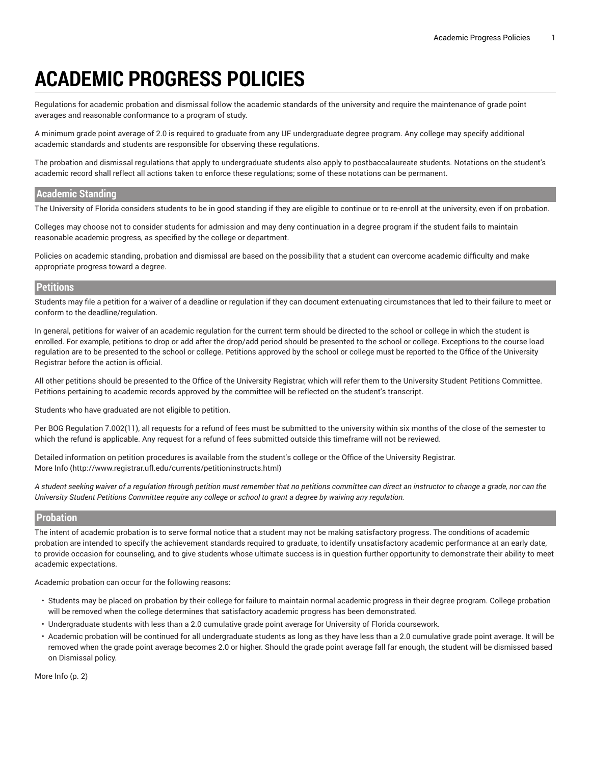# ACADEMIC PROGRESS POLICIES

Regulations for academic probation and dismissal follow the academic standards of the university and require the maintenance of grade point averages and reasonable conformance to a program of study.

A minimum grade point average of 2.0 is required to graduate from any UF undergraduate degree program. Any college may specify additional academic standards and students are responsible for observing these regulations.

The probation and dismissal regulations that apply to undergraduate students also apply to postbaccalaureate students. Notations on the student's academic record shall reflect all actions taken to enforce these regulations; some of these notations can be permanent.

## Academic Standing

The University of Florida considers students to be in good standing if they are eligible to continue or to re-enroll at the university, even if on probation.

Colleges may choose not to consider students for admission and may deny continuation in a degree program if the student fails to maintain reasonable academic progress, as specified by the college or department.

Policies on academic standing, probation and dismissal are based on the possibility that a student can overcome academic difficulty and make appropriate progress toward a degree.

## Petitions

Students may file a petition for a waiver of a deadline or regulation if they can document extenuating circumstances that led to their failure to meet or conform to the deadline/regulation.

In general, petitions for waiver of an academic regulation for the current term should be directed to the school or college in which the student is enrolled. For example, petitions to drop or add after the drop/add period should be presented to the school or college. Exceptions to the course load regulation are to be presented to the school or college. Petitions approved by the school or college must be reported to the Office of the University Registrar before the action is official.

All other petitions should be presented to the Office of the University Registrar, which will refer them to the University Student Petitions Committee. Petitions pertaining to academic records approved by the committee will be reflected on the student's transcript.

Students who have graduated are not eligible to petition.

Per BOG Regulation 7.002(11), all requests for a refund of fees must be submitted to the university within six months of the close of the semester to which the refund is applicable. Any request for a refund of fees submitted outside this timeframe will not be reviewed.

Detailed information on petition procedures is available from the student's college or the Office of the University Registrar.
More Info (http://www.registrar.ufl.edu/currents/petitioninstructs.html)

*A student seeking waiver of a regulation through petition must remember that no petitions committee can direct an instructor to change a grade, nor can the University Student Petitions Committee require any college or school to grant a degree by waiving any regulation.*

## Probation

The intent of academic probation is to serve formal notice that a student may not be making satisfactory progress. The conditions of academic probation are intended to specify the achievement standards required to graduate, to identify unsatisfactory academic performance at an early date, to provide occasion for counseling, and to give students whose ultimate success is in question further opportunity to demonstrate their ability to meet academic expectations.

Academic probation can occur for the following reasons:

- Students may be placed on probation by their college for failure to maintain normal academic progress in their degree program. College probation will be removed when the college determines that satisfactory academic progress has been demonstrated.
- Undergraduate students with less than a 2.0 cumulative grade point average for University of Florida coursework.
- Academic probation will be continued for all undergraduate students as long as they have less than a 2.0 cumulative grade point average. It will be removed when the grade point average becomes 2.0 or higher. Should the grade point average fall far enough, the student will be dismissed based on Dismissal policy.

More Info (p. 2)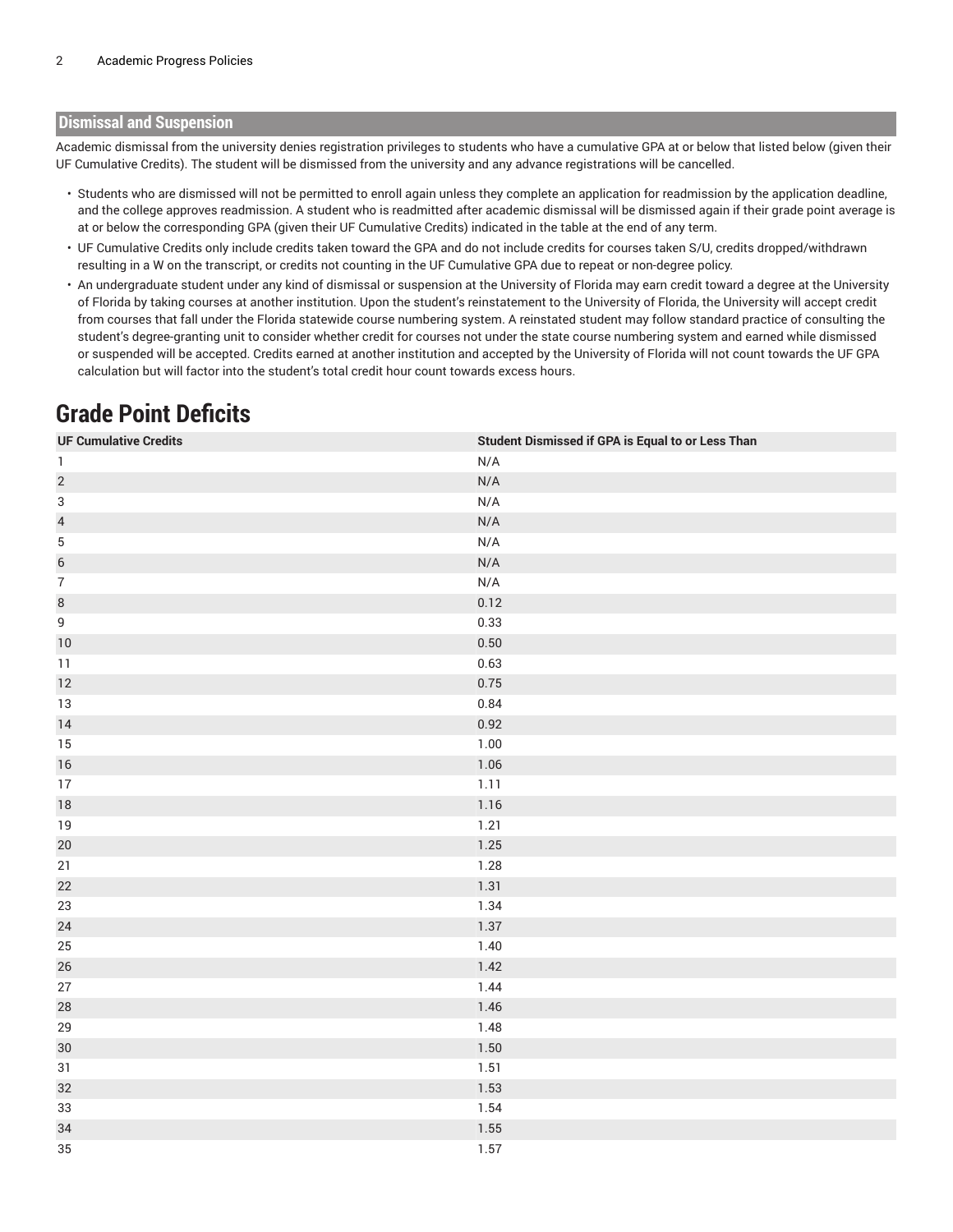## Dismissal and Suspension

Academic dismissal from the university denies registration privileges to students who have a cumulative GPA at or below that listed below (given their UF Cumulative Credits). The student will be dismissed from the university and any advance registrations will be cancelled.

- Students who are dismissed will not be permitted to enroll again unless they complete an application for readmission by the application deadline, and the college approves readmission. A student who is readmitted after academic dismissal will be dismissed again if their grade point average is at or below the corresponding GPA (given their UF Cumulative Credits) indicated in the table at the end of any term.
- UF Cumulative Credits only include credits taken toward the GPA and do not include credits for courses taken S/U, credits dropped/withdrawn resulting in a W on the transcript, or credits not counting in the UF Cumulative GPA due to repeat or non-degree policy.
- An undergraduate student under any kind of dismissal or suspension at the University of Florida may earn credit toward a degree at the University of Florida by taking courses at another institution. Upon the student's reinstatement to the University of Florida, the University will accept credit from courses that fall under the Florida statewide course numbering system. A reinstated student may follow standard practice of consulting the student's degree-granting unit to consider whether credit for courses not under the state course numbering system and earned while dismissed or suspended will be accepted. Credits earned at another institution and accepted by the University of Florida will not count towards the UF GPA calculation but will factor into the student's total credit hour count towards excess hours.

# Grade Point Deficits

| UF Cumulative Credits | Student Dismissed if GPA is Equal to or Less Than |
|---|---|
| 1 | N/A |
| 2 | N/A |
| 3 | N/A |
| 4 | N/A |
| 5 | N/A |
| 6 | N/A |
| 7 | N/A |
| 8 | 0.12 |
| 9 | 0.33 |
| 10 | 0.50 |
| 11 | 0.63 |
| 12 | 0.75 |
| 13 | 0.84 |
| 14 | 0.92 |
| 15 | 1.00 |
| 16 | 1.06 |
| 17 | 1.11 |
| 18 | 1.16 |
| 19 | 1.21 |
| 20 | 1.25 |
| 21 | 1.28 |
| 22 | 1.31 |
| 23 | 1.34 |
| 24 | 1.37 |
| 25 | 1.40 |
| 26 | 1.42 |
| 27 | 1.44 |
| 28 | 1.46 |
| 29 | 1.48 |
| 30 | 1.50 |
| 31 | 1.51 |
| 32 | 1.53 |
| 33 | 1.54 |
| 34 | 1.55 |
| 35 | 1.57 |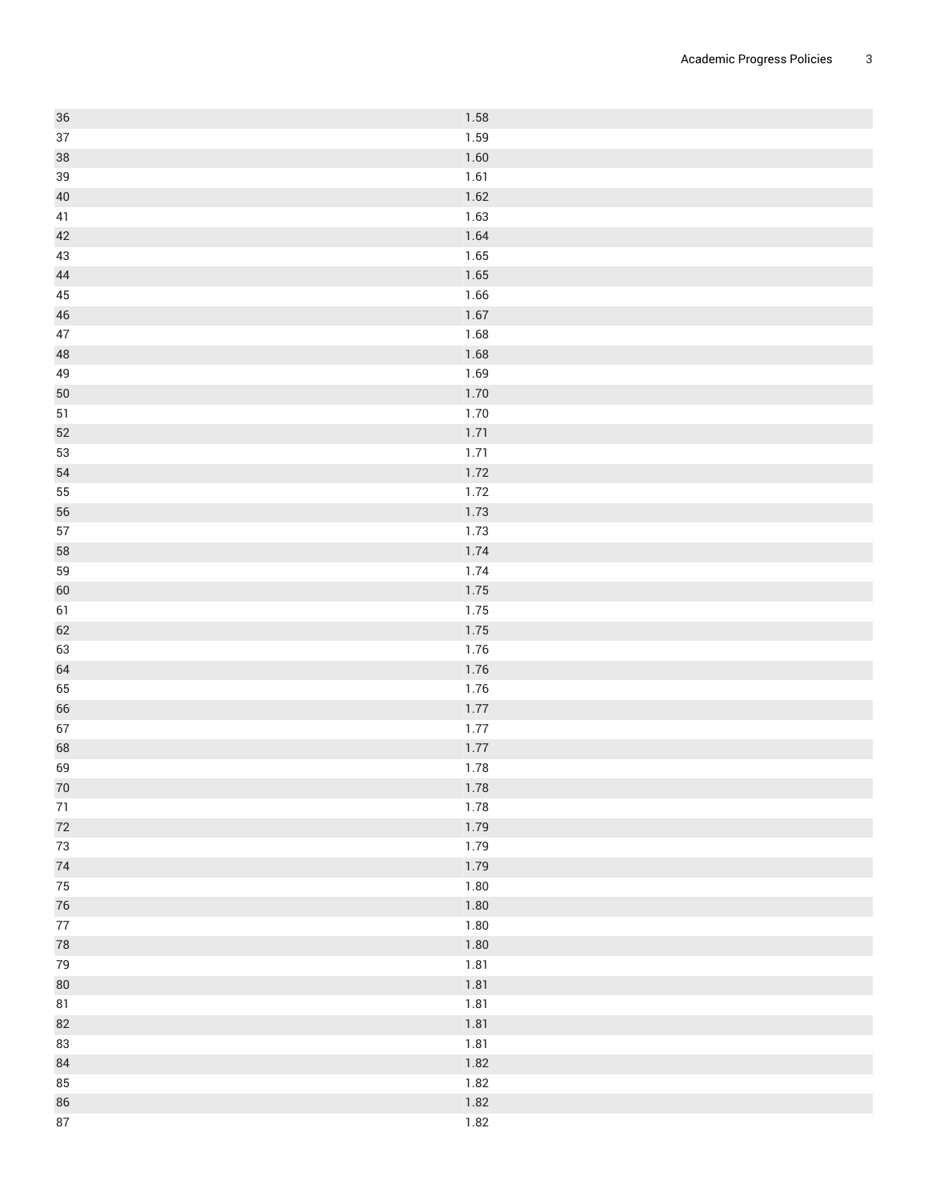| | |
|---|---|
| 36 | 1.58 |
| 37 | 1.59 |
| 38 | 1.60 |
| 39 | 1.61 |
| 40 | 1.62 |
| 41 | 1.63 |
| 42 | 1.64 |
| 43 | 1.65 |
| 44 | 1.65 |
| 45 | 1.66 |
| 46 | 1.67 |
| 47 | 1.68 |
| 48 | 1.68 |
| 49 | 1.69 |
| 50 | 1.70 |
| 51 | 1.70 |
| 52 | 1.71 |
| 53 | 1.71 |
| 54 | 1.72 |
| 55 | 1.72 |
| 56 | 1.73 |
| 57 | 1.73 |
| 58 | 1.74 |
| 59 | 1.74 |
| 60 | 1.75 |
| 61 | 1.75 |
| 62 | 1.75 |
| 63 | 1.76 |
| 64 | 1.76 |
| 65 | 1.76 |
| 66 | 1.77 |
| 67 | 1.77 |
| 68 | 1.77 |
| 69 | 1.78 |
| 70 | 1.78 |
| 71 | 1.78 |
| 72 | 1.79 |
| 73 | 1.79 |
| 74 | 1.79 |
| 75 | 1.80 |
| 76 | 1.80 |
| 77 | 1.80 |
| 78 | 1.80 |
| 79 | 1.81 |
| 80 | 1.81 |
| 81 | 1.81 |
| 82 | 1.81 |
| 83 | 1.81 |
| 84 | 1.82 |
| 85 | 1.82 |
| 86 | 1.82 |
| 87 | 1.82 |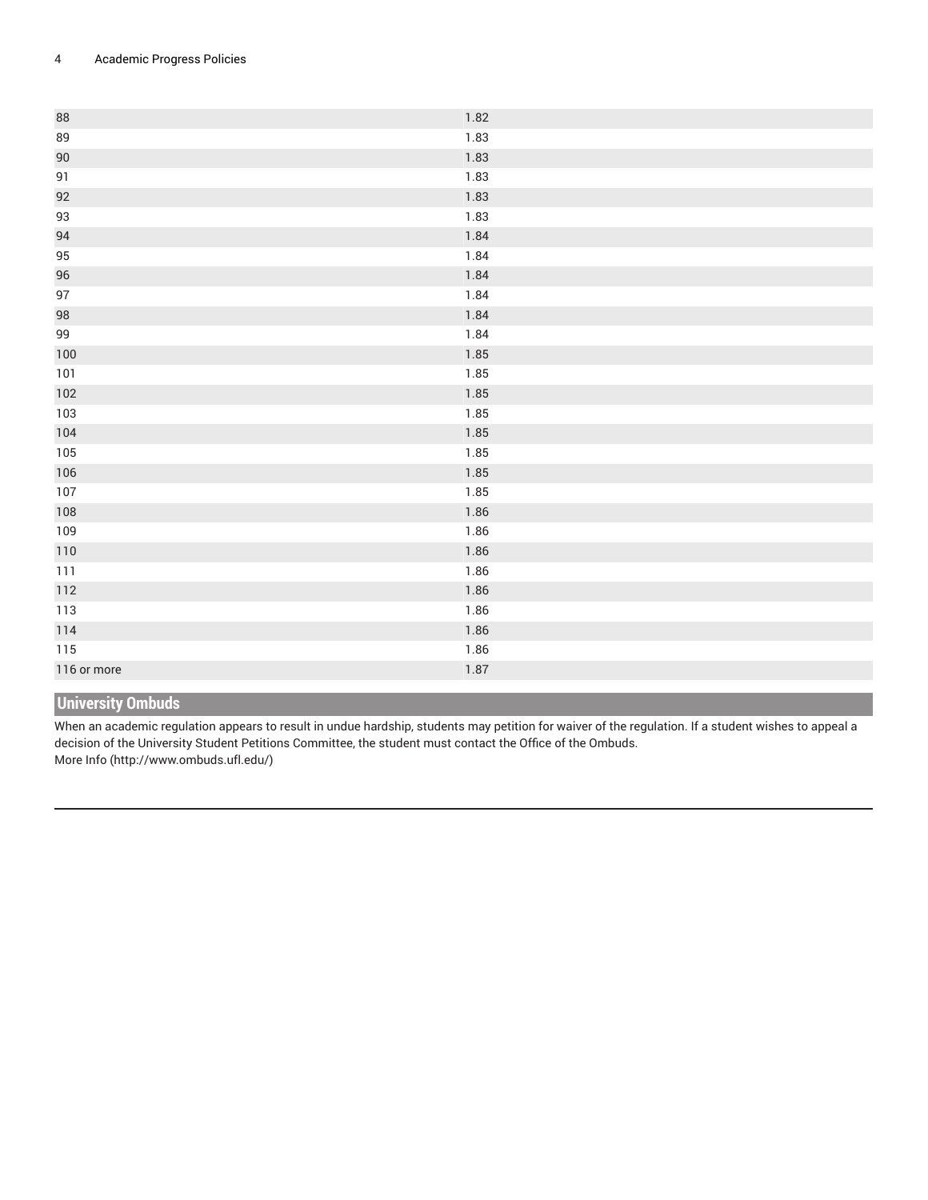| | |
|---|---|
| 88 | 1.82 |
| 89 | 1.83 |
| 90 | 1.83 |
| 91 | 1.83 |
| 92 | 1.83 |
| 93 | 1.83 |
| 94 | 1.84 |
| 95 | 1.84 |
| 96 | 1.84 |
| 97 | 1.84 |
| 98 | 1.84 |
| 99 | 1.84 |
| 100 | 1.85 |
| 101 | 1.85 |
| 102 | 1.85 |
| 103 | 1.85 |
| 104 | 1.85 |
| 105 | 1.85 |
| 106 | 1.85 |
| 107 | 1.85 |
| 108 | 1.86 |
| 109 | 1.86 |
| 110 | 1.86 |
| 111 | 1.86 |
| 112 | 1.86 |
| 113 | 1.86 |
| 114 | 1.86 |
| 115 | 1.86 |
| 116 or more | 1.87 |

## University Ombuds

When an academic regulation appears to result in undue hardship, students may petition for waiver of the regulation. If a student wishes to appeal a decision of the University Student Petitions Committee, the student must contact the Office of the Ombuds.
More Info (http://www.ombuds.ufl.edu/)